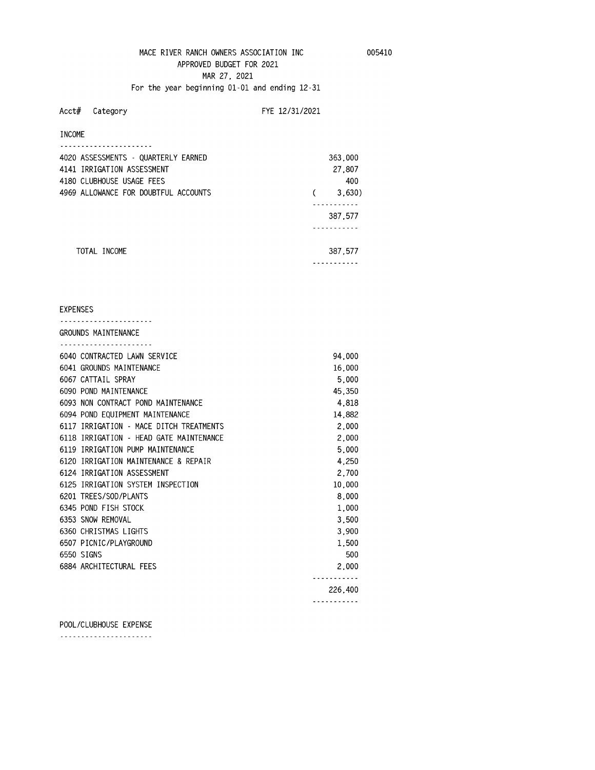MACE RIVER RANCH OWNERS ASSOCIATION INC 005410

APPROVED BUDGET FOR 2021

MAR 27, 2021

For the year beginning 01-01 and ending 12-31

| Acct# Category | FYE 12/31/2021 |
|---|---|
| **INCOME** | |
| 4020 ASSESSMENTS - QUARTERLY EARNED | 363,000 |
| 4141 IRRIGATION ASSESSMENT | 27,807 |
| 4180 CLUBHOUSE USAGE FEES | 400 |
| 4969 ALLOWANCE FOR DOUBTFUL ACCOUNTS | ( 3,630) |
| | 387,577 |
| TOTAL INCOME | 387,577 |

| Acct# Category | FYE 12/31/2021 |
|---|---|
| **EXPENSES** | |
| **GROUNDS MAINTENANCE** | |
| 6040 CONTRACTED LAWN SERVICE | 94,000 |
| 6041 GROUNDS MAINTENANCE | 16,000 |
| 6067 CATTAIL SPRAY | 5,000 |
| 6090 POND MAINTENANCE | 45,350 |
| 6093 NON CONTRACT POND MAINTENANCE | 4,818 |
| 6094 POND EQUIPMENT MAINTENANCE | 14,882 |
| 6117 IRRIGATION - MACE DITCH TREATMENTS | 2,000 |
| 6118 IRRIGATION - HEAD GATE MAINTENANCE | 2,000 |
| 6119 IRRIGATION PUMP MAINTENANCE | 5,000 |
| 6120 IRRIGATION MAINTENANCE & REPAIR | 4,250 |
| 6124 IRRIGATION ASSESSMENT | 2,700 |
| 6125 IRRIGATION SYSTEM INSPECTION | 10,000 |
| 6201 TREES/SOD/PLANTS | 8,000 |
| 6345 POND FISH STOCK | 1,000 |
| 6353 SNOW REMOVAL | 3,500 |
| 6360 CHRISTMAS LIGHTS | 3,900 |
| 6507 PICNIC/PLAYGROUND | 1,500 |
| 6550 SIGNS | 500 |
| 6884 ARCHITECTURAL FEES | 2,000 |
| | 226,400 |

POOL/CLUBHOUSE EXPENSE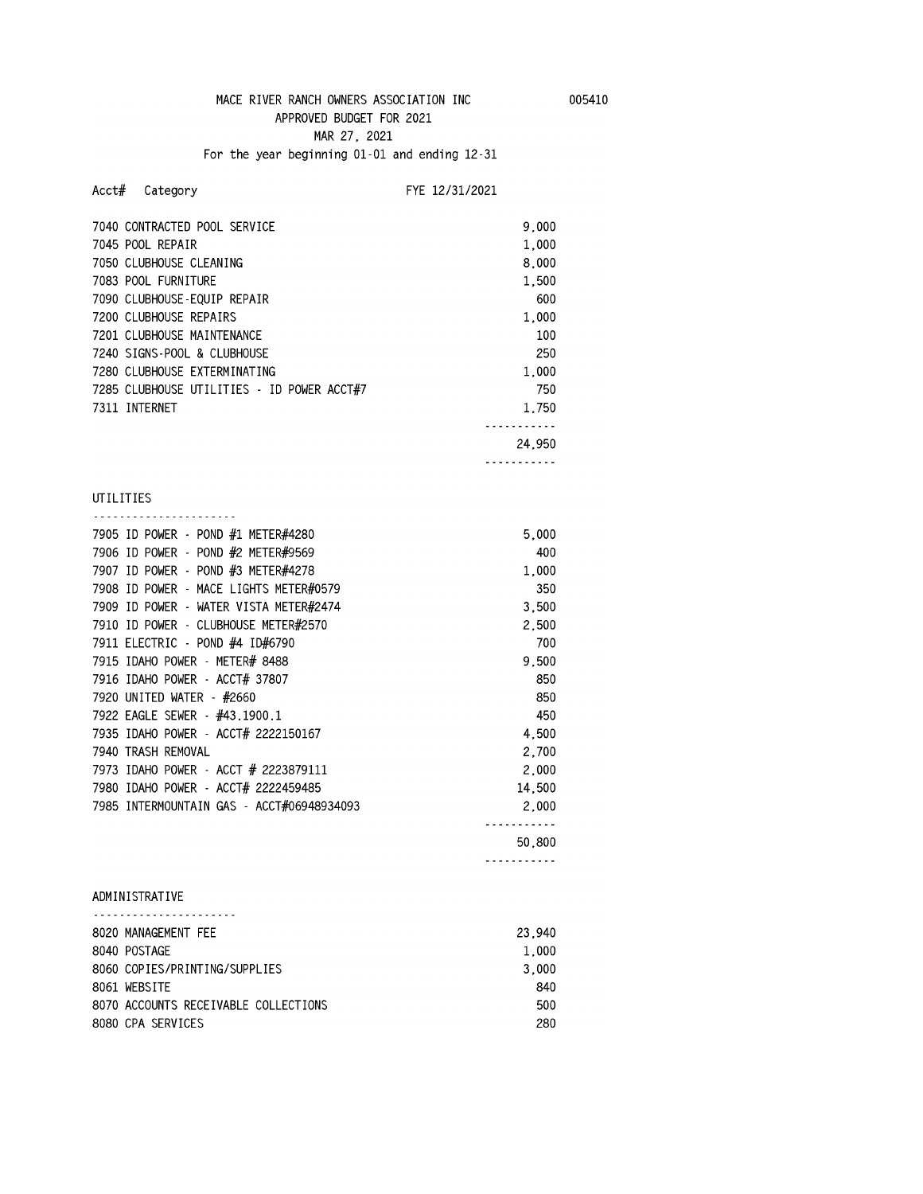MACE RIVER RANCH OWNERS ASSOCIATION INC 005410

APPROVED BUDGET FOR 2021

MAR 27, 2021

For the year beginning 01-01 and ending 12-31

| Acct# | Category | FYE 12/31/2021 |
|---|---|---|
| 7040 | CONTRACTED POOL SERVICE | 9,000 |
| 7045 | POOL REPAIR | 1,000 |
| 7050 | CLUBHOUSE CLEANING | 8,000 |
| 7083 | POOL FURNITURE | 1,500 |
| 7090 | CLUBHOUSE-EQUIP REPAIR | 600 |
| 7200 | CLUBHOUSE REPAIRS | 1,000 |
| 7201 | CLUBHOUSE MAINTENANCE | 100 |
| 7240 | SIGNS-POOL & CLUBHOUSE | 250 |
| 7280 | CLUBHOUSE EXTERMINATING | 1,000 |
| 7285 | CLUBHOUSE UTILITIES - ID POWER ACCT#7 | 750 |
| 7311 | INTERNET | 1,750 |
| | | 24,950 |

## UTILITIES

| Acct# | Category | FYE 12/31/2021 |
|---|---|---|
| 7905 | ID POWER - POND #1 METER#4280 | 5,000 |
| 7906 | ID POWER - POND #2 METER#9569 | 400 |
| 7907 | ID POWER - POND #3 METER#4278 | 1,000 |
| 7908 | ID POWER - MACE LIGHTS METER#0579 | 350 |
| 7909 | ID POWER - WATER VISTA METER#2474 | 3,500 |
| 7910 | ID POWER - CLUBHOUSE METER#2570 | 2,500 |
| 7911 | ELECTRIC - POND #4 ID#6790 | 700 |
| 7915 | IDAHO POWER - METER# 8488 | 9,500 |
| 7916 | IDAHO POWER - ACCT# 37807 | 850 |
| 7920 | UNITED WATER - #2660 | 850 |
| 7922 | EAGLE SEWER - #43.1900.1 | 450 |
| 7935 | IDAHO POWER - ACCT# 2222150167 | 4,500 |
| 7940 | TRASH REMOVAL | 2,700 |
| 7973 | IDAHO POWER - ACCT # 2223879111 | 2,000 |
| 7980 | IDAHO POWER - ACCT# 2222459485 | 14,500 |
| 7985 | INTERMOUNTAIN GAS - ACCT#06948934093 | 2,000 |
| | | 50,800 |

## ADMINISTRATIVE

| Acct# | Category | FYE 12/31/2021 |
|---|---|---|
| 8020 | MANAGEMENT FEE | 23,940 |
| 8040 | POSTAGE | 1,000 |
| 8060 | COPIES/PRINTING/SUPPLIES | 3,000 |
| 8061 | WEBSITE | 840 |
| 8070 | ACCOUNTS RECEIVABLE COLLECTIONS | 500 |
| 8080 | CPA SERVICES | 280 |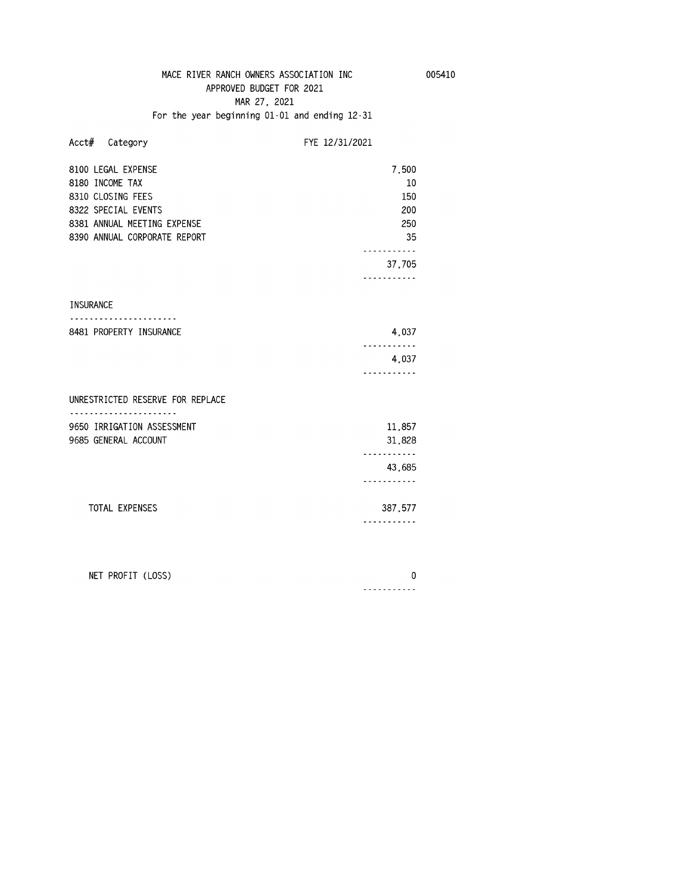MACE RIVER RANCH OWNERS ASSOCIATION INC 005410

APPROVED BUDGET FOR 2021

MAR 27, 2021

For the year beginning 01-01 and ending 12-31

| Acct# Category | FYE 12/31/2021 |
|---|---|
| 8100 LEGAL EXPENSE | 7,500 |
| 8180 INCOME TAX | 10 |
| 8310 CLOSING FEES | 150 |
| 8322 SPECIAL EVENTS | 200 |
| 8381 ANNUAL MEETING EXPENSE | 250 |
| 8390 ANNUAL CORPORATE REPORT | 35 |
| | 37,705 |
| **INSURANCE** | |
| 8481 PROPERTY INSURANCE | 4,037 |
| | 4,037 |
| **UNRESTRICTED RESERVE FOR REPLACE** | |
| 9650 IRRIGATION ASSESSMENT | 11,857 |
| 9685 GENERAL ACCOUNT | 31,828 |
| | 43,685 |
| TOTAL EXPENSES | 387,577 |
| NET PROFIT (LOSS) | 0 |